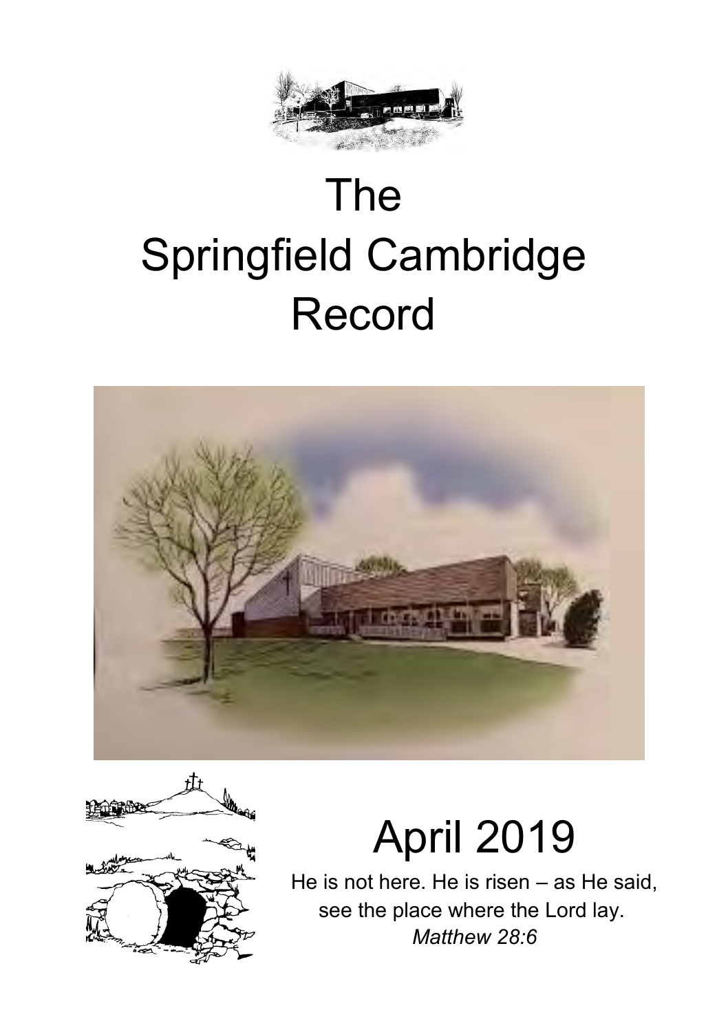# The Springfield Cambridge Record

## April 2019

He is not here. He is risen – as He said,
see the place where the Lord lay.
*Matthew 28:6*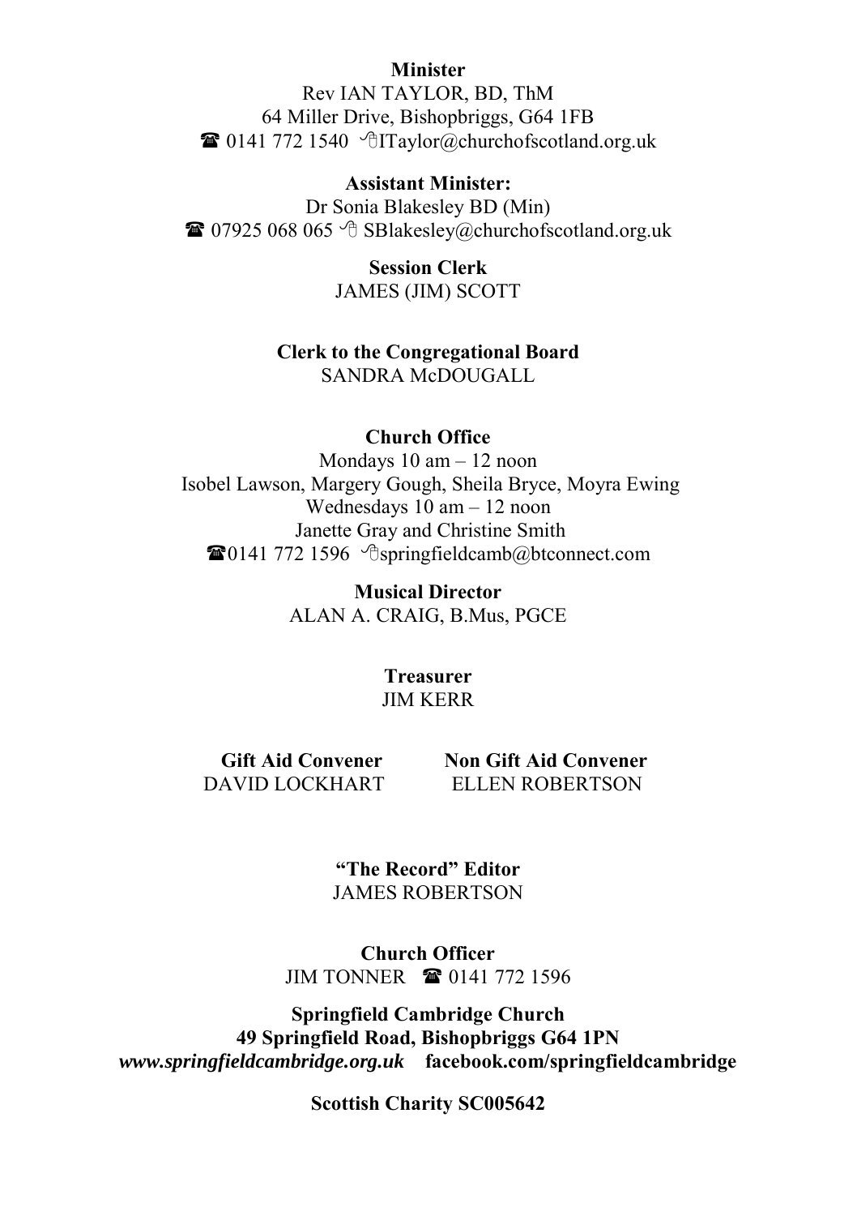**Minister**

Rev IAN TAYLOR, BD, ThM
64 Miller Drive, Bishopbriggs, G64 1FB
☎ 0141 772 1540 ITaylor@churchofscotland.org.uk

**Assistant Minister:**

Dr Sonia Blakesley BD (Min)
☎ 07925 068 065 SBlakesley@churchofscotland.org.uk

**Session Clerk**

JAMES (JIM) SCOTT

**Clerk to the Congregational Board**

SANDRA McDOUGALL

**Church Office**

Mondays 10 am – 12 noon
Isobel Lawson, Margery Gough, Sheila Bryce, Moyra Ewing
Wednesdays 10 am – 12 noon
Janette Gray and Christine Smith
☎0141 772 1596 springfieldcamb@btconnect.com

**Musical Director**

ALAN A. CRAIG, B.Mus, PGCE

**Treasurer**

JIM KERR

**Gift Aid Convener**

DAVID LOCKHART

**Non Gift Aid Convener**

ELLEN ROBERTSON

**"The Record" Editor**

JAMES ROBERTSON

**Church Officer**

JIM TONNER ☎ 0141 772 1596

**Springfield Cambridge Church**
**49 Springfield Road, Bishopbriggs G64 1PN**
***www.springfieldcambridge.org.uk*** **facebook.com/springfieldcambridge**

**Scottish Charity SC005642**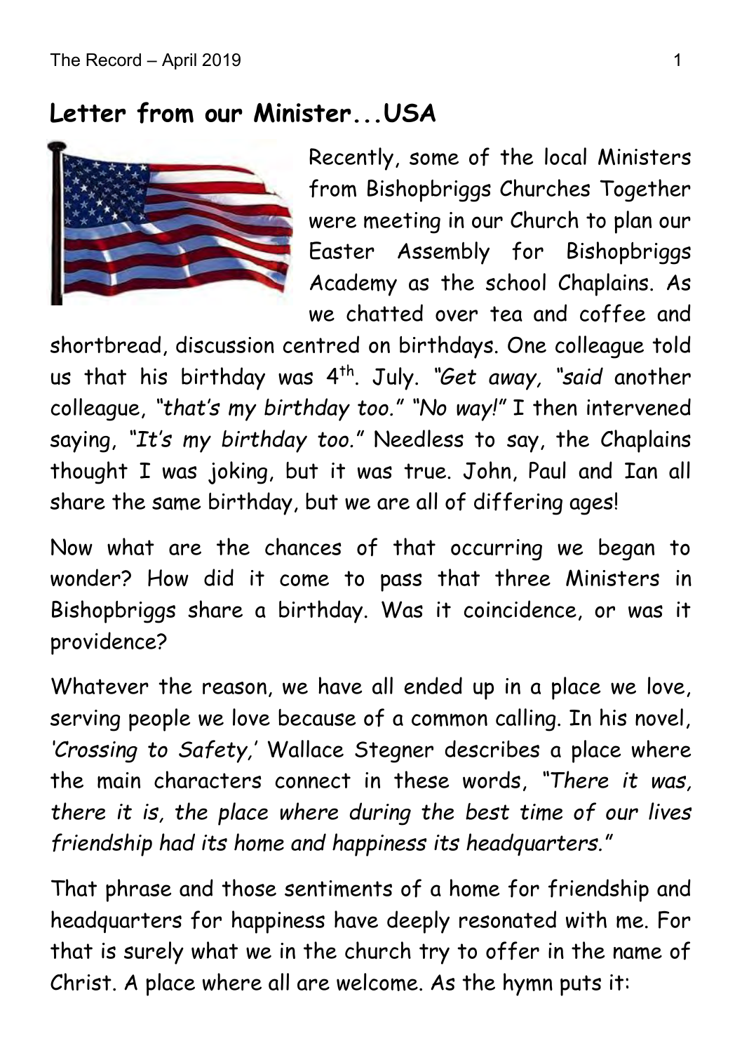## Letter from our Minister...USA

Recently, some of the local Ministers from Bishopbriggs Churches Together were meeting in our Church to plan our Easter Assembly for Bishopbriggs Academy as the school Chaplains. As we chatted over tea and coffee and shortbread, discussion centred on birthdays. One colleague told us that his birthday was 4th. July. *"Get away, "said* another colleague, *"that's my birthday too." "No way!"* I then intervened saying, *"It's my birthday too."* Needless to say, the Chaplains thought I was joking, but it was true. John, Paul and Ian all share the same birthday, but we are all of differing ages!

Now what are the chances of that occurring we began to wonder? How did it come to pass that three Ministers in Bishopbriggs share a birthday. Was it coincidence, or was it providence?

Whatever the reason, we have all ended up in a place we love, serving people we love because of a common calling. In his novel, *'Crossing to Safety,'* Wallace Stegner describes a place where the main characters connect in these words, *"There it was, there it is, the place where during the best time of our lives friendship had its home and happiness its headquarters."*

That phrase and those sentiments of a home for friendship and headquarters for happiness have deeply resonated with me. For that is surely what we in the church try to offer in the name of Christ. A place where all are welcome. As the hymn puts it: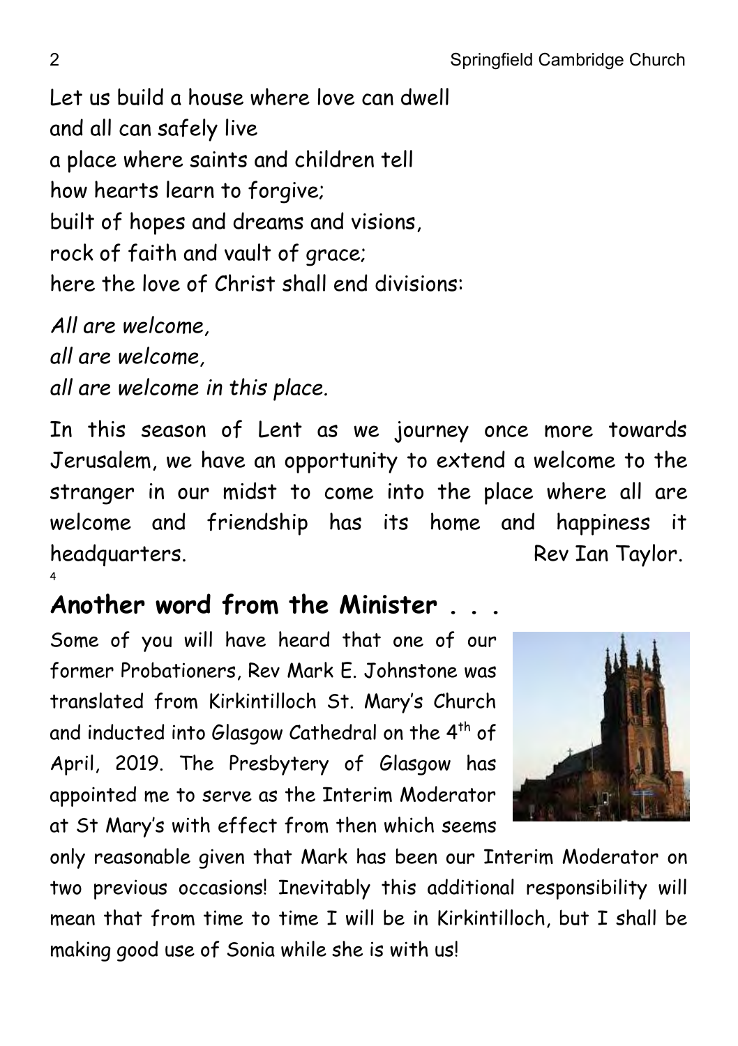Let us build a house where love can dwell
and all can safely live
a place where saints and children tell
how hearts learn to forgive;
built of hopes and dreams and visions,
rock of faith and vault of grace;
here the love of Christ shall end divisions:

*All are welcome,*
*all are welcome,*
*all are welcome in this place.*

In this season of Lent as we journey once more towards Jerusalem, we have an opportunity to extend a welcome to the stranger in our midst to come into the place where all are welcome and friendship has its home and happiness it headquarters. Rev Ian Taylor.

## Another word from the Minister . . .

Some of you will have heard that one of our former Probationers, Rev Mark E. Johnstone was translated from Kirkintilloch St. Mary's Church and inducted into Glasgow Cathedral on the 4th of April, 2019. The Presbytery of Glasgow has appointed me to serve as the Interim Moderator at St Mary's with effect from then which seems only reasonable given that Mark has been our Interim Moderator on two previous occasions! Inevitably this additional responsibility will mean that from time to time I will be in Kirkintilloch, but I shall be making good use of Sonia while she is with us!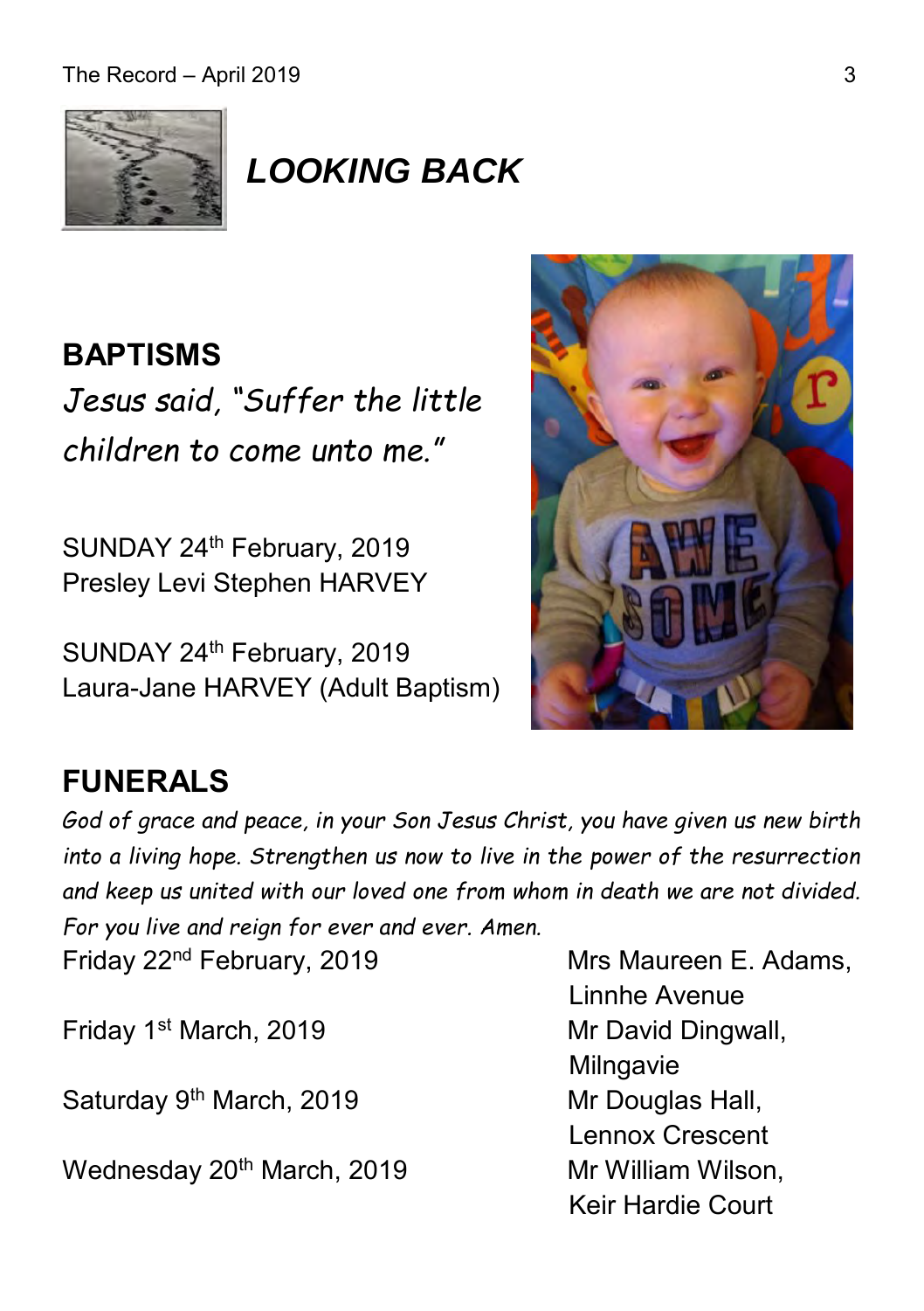## *LOOKING BACK*

### BAPTISMS

*Jesus said, "Suffer the little children to come unto me."*

SUNDAY 24th February, 2019
Presley Levi Stephen HARVEY

SUNDAY 24th February, 2019
Laura-Jane HARVEY (Adult Baptism)

### FUNERALS

*God of grace and peace, in your Son Jesus Christ, you have given us new birth into a living hope. Strengthen us now to live in the power of the resurrection and keep us united with our loved one from whom in death we are not divided. For you live and reign for ever and ever. Amen.*

| | |
|---|---|
| Friday 22nd February, 2019 | Mrs Maureen E. Adams, Linnhe Avenue |
| Friday 1st March, 2019 | Mr David Dingwall, Milngavie |
| Saturday 9th March, 2019 | Mr Douglas Hall, Lennox Crescent |
| Wednesday 20th March, 2019 | Mr William Wilson, Keir Hardie Court |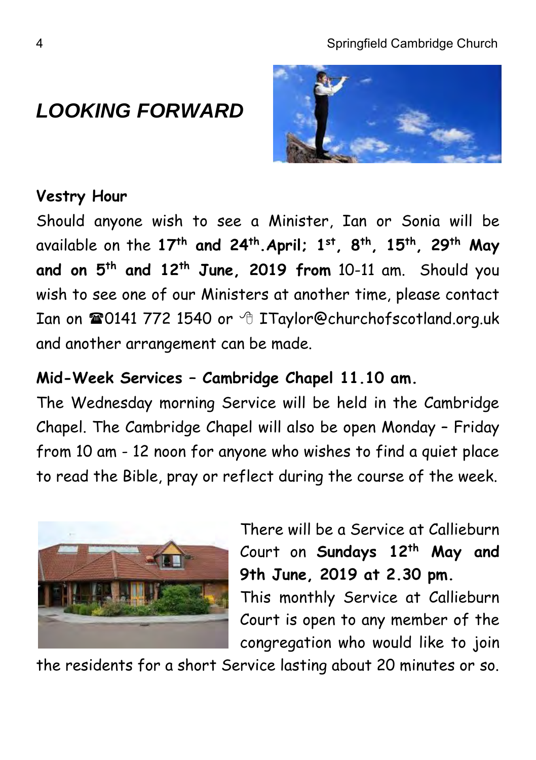## *LOOKING FORWARD*

**Vestry Hour**

Should anyone wish to see a Minister, Ian or Sonia will be available on the **17th and 24th.April; 1st, 8th, 15th, 29th May and on 5th and 12th June, 2019 from** 10-11 am. Should you wish to see one of our Ministers at another time, please contact Ian on ☎0141 772 1540 or 🖰 ITaylor@churchofscotland.org.uk and another arrangement can be made.

**Mid-Week Services – Cambridge Chapel 11.10 am.**

The Wednesday morning Service will be held in the Cambridge Chapel. The Cambridge Chapel will also be open Monday – Friday from 10 am - 12 noon for anyone who wishes to find a quiet place to read the Bible, pray or reflect during the course of the week.

There will be a Service at Callieburn Court on **Sundays 12th May and 9th June, 2019 at 2.30 pm.**

This monthly Service at Callieburn Court is open to any member of the congregation who would like to join the residents for a short Service lasting about 20 minutes or so.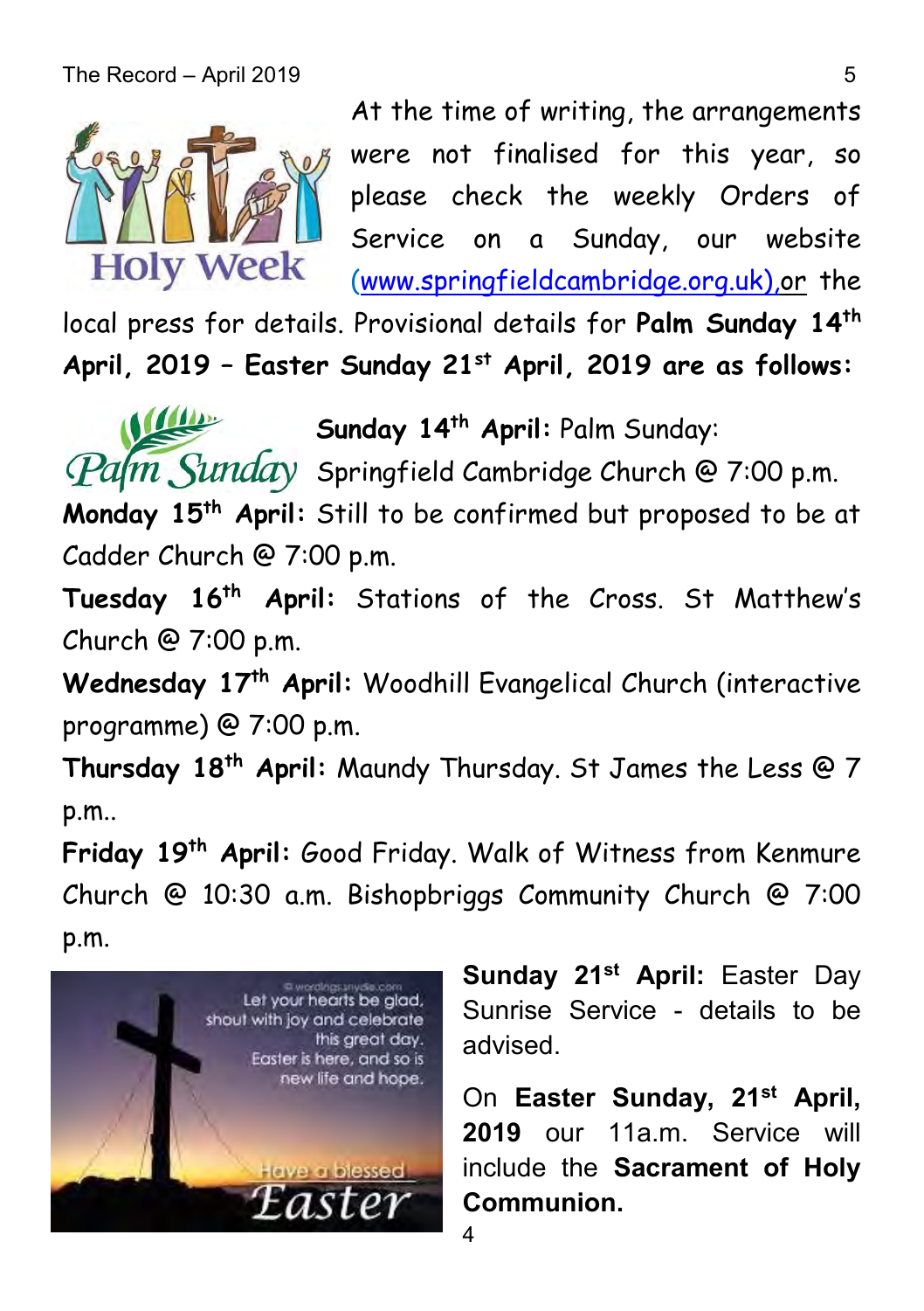At the time of writing, the arrangements were not finalised for this year, so please check the weekly Orders of Service on a Sunday, our website (www.springfieldcambridge.org.uk), or the local press for details. Provisional details for **Palm Sunday 14th April, 2019 – Easter Sunday 21st April, 2019 are as follows:**

**Sunday 14th April:** Palm Sunday: Springfield Cambridge Church @ 7:00 p.m.

**Monday 15th April:** Still to be confirmed but proposed to be at Cadder Church @ 7:00 p.m.

**Tuesday 16th April:** Stations of the Cross. St Matthew's Church @ 7:00 p.m.

**Wednesday 17th April:** Woodhill Evangelical Church (interactive programme) @ 7:00 p.m.

**Thursday 18th April:** Maundy Thursday. St James the Less @ 7 p.m..

**Friday 19th April:** Good Friday. Walk of Witness from Kenmure Church @ 10:30 a.m. Bishopbriggs Community Church @ 7:00 p.m.

**Sunday 21st April:** Easter Day Sunrise Service - details to be advised.

On **Easter Sunday, 21st April, 2019** our 11a.m. Service will include the **Sacrament of Holy Communion.**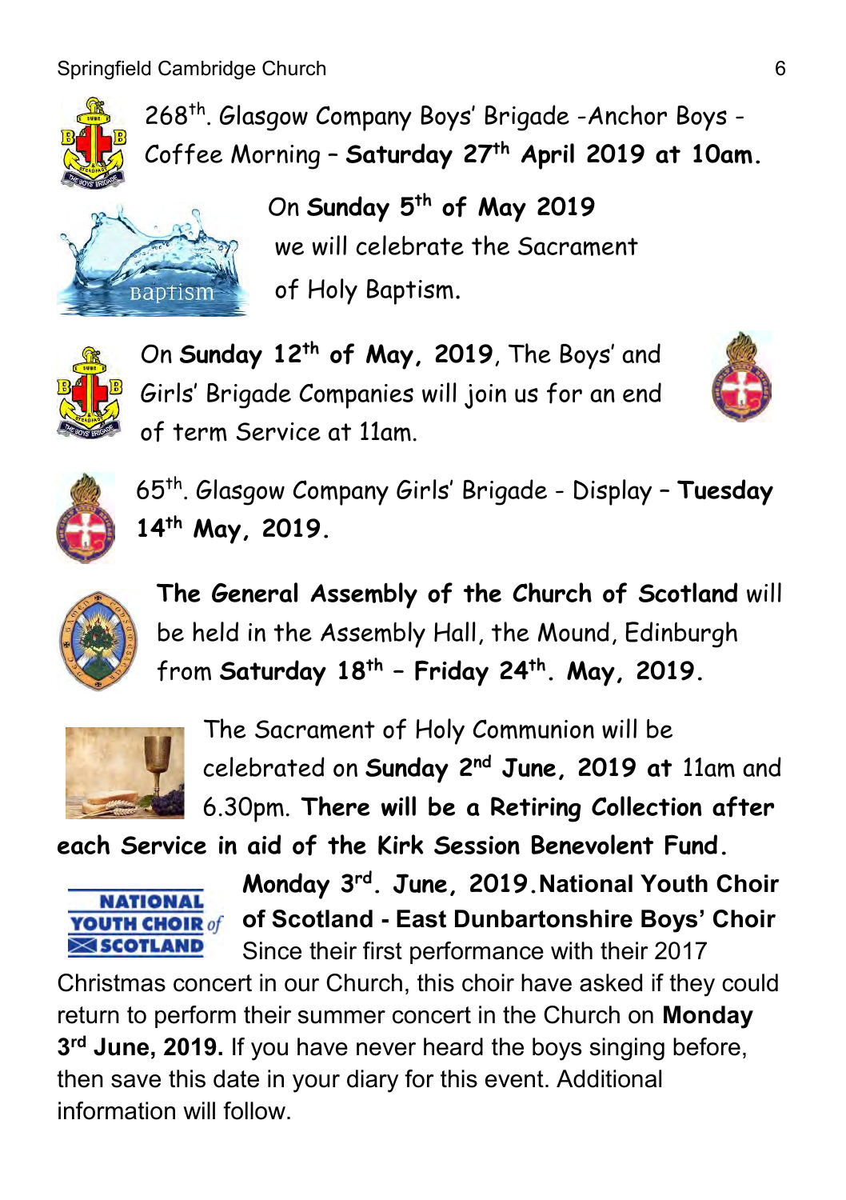268th. Glasgow Company Boys' Brigade -Anchor Boys - Coffee Morning – **Saturday 27th April 2019 at 10am.**

On **Sunday 5th of May 2019** we will celebrate the Sacrament of Holy Baptism.

On **Sunday 12th of May, 2019**, The Boys' and Girls' Brigade Companies will join us for an end of term Service at 11am.

65th. Glasgow Company Girls' Brigade - Display – **Tuesday 14th May, 2019.**

**The General Assembly of the Church of Scotland** will be held in the Assembly Hall, the Mound, Edinburgh from **Saturday 18th – Friday 24th. May, 2019.**

The Sacrament of Holy Communion will be celebrated on **Sunday 2nd June, 2019 at** 11am and 6.30pm. **There will be a Retiring Collection after each Service in aid of the Kirk Session Benevolent Fund.**

**Monday 3rd. June, 2019.National Youth Choir of Scotland - East Dunbartonshire Boys' Choir** Since their first performance with their 2017 Christmas concert in our Church, this choir have asked if they could return to perform their summer concert in the Church on **Monday 3rd June, 2019.** If you have never heard the boys singing before, then save this date in your diary for this event. Additional information will follow.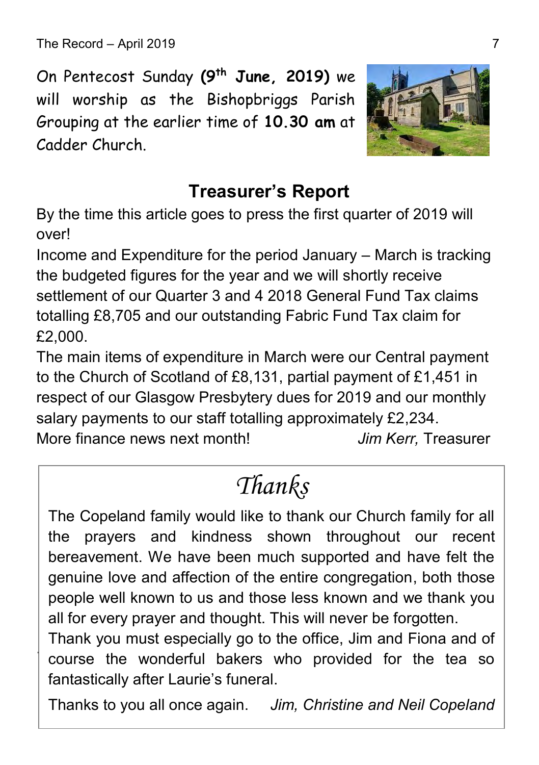On Pentecost Sunday **(9th June, 2019)** we will worship as the Bishopbriggs Parish Grouping at the earlier time of **10.30 am** at Cadder Church.

## Treasurer's Report

By the time this article goes to press the first quarter of 2019 will over!

Income and Expenditure for the period January – March is tracking the budgeted figures for the year and we will shortly receive settlement of our Quarter 3 and 4 2018 General Fund Tax claims totalling £8,705 and our outstanding Fabric Fund Tax claim for £2,000.

The main items of expenditure in March were our Central payment to the Church of Scotland of £8,131, partial payment of £1,451 in respect of our Glasgow Presbytery dues for 2019 and our monthly salary payments to our staff totalling approximately £2,234.

More finance news next month! *Jim Kerr,* Treasurer

## *Thanks*

The Copeland family would like to thank our Church family for all the prayers and kindness shown throughout our recent bereavement. We have been much supported and have felt the genuine love and affection of the entire congregation, both those people well known to us and those less known and we thank you all for every prayer and thought. This will never be forgotten.

Thank you must especially go to the office, Jim and Fiona and of course the wonderful bakers who provided for the tea so fantastically after Laurie's funeral.

Thanks to you all once again. *Jim, Christine and Neil Copeland*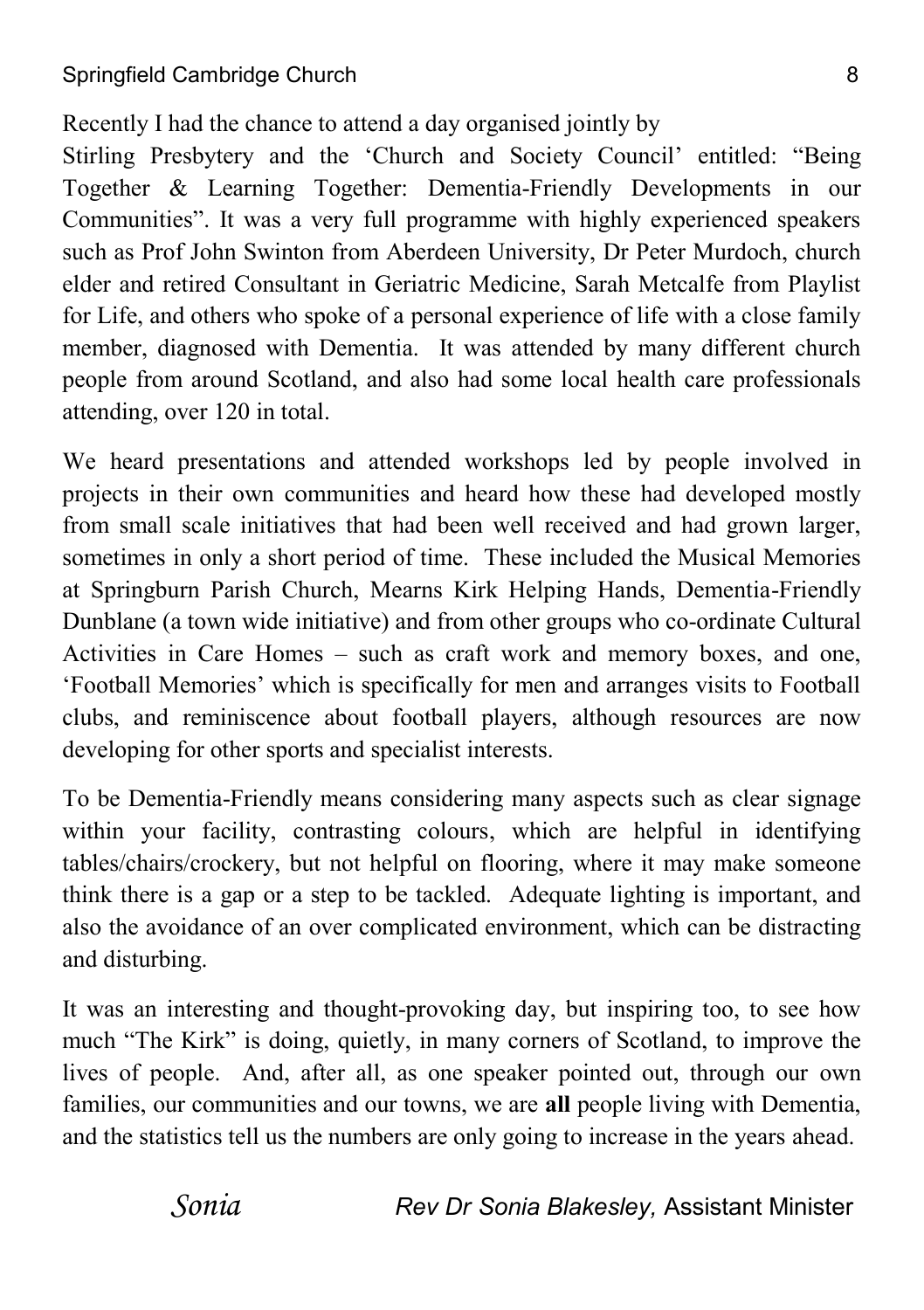Recently I had the chance to attend a day organised jointly by Stirling Presbytery and the 'Church and Society Council' entitled: "Being Together & Learning Together: Dementia-Friendly Developments in our Communities". It was a very full programme with highly experienced speakers such as Prof John Swinton from Aberdeen University, Dr Peter Murdoch, church elder and retired Consultant in Geriatric Medicine, Sarah Metcalfe from Playlist for Life, and others who spoke of a personal experience of life with a close family member, diagnosed with Dementia. It was attended by many different church people from around Scotland, and also had some local health care professionals attending, over 120 in total.

We heard presentations and attended workshops led by people involved in projects in their own communities and heard how these had developed mostly from small scale initiatives that had been well received and had grown larger, sometimes in only a short period of time. These included the Musical Memories at Springburn Parish Church, Mearns Kirk Helping Hands, Dementia-Friendly Dunblane (a town wide initiative) and from other groups who co-ordinate Cultural Activities in Care Homes – such as craft work and memory boxes, and one, 'Football Memories' which is specifically for men and arranges visits to Football clubs, and reminiscence about football players, although resources are now developing for other sports and specialist interests.

To be Dementia-Friendly means considering many aspects such as clear signage within your facility, contrasting colours, which are helpful in identifying tables/chairs/crockery, but not helpful on flooring, where it may make someone think there is a gap or a step to be tackled. Adequate lighting is important, and also the avoidance of an over complicated environment, which can be distracting and disturbing.

It was an interesting and thought-provoking day, but inspiring too, to see how much "The Kirk" is doing, quietly, in many corners of Scotland, to improve the lives of people. And, after all, as one speaker pointed out, through our own families, our communities and our towns, we are **all** people living with Dementia, and the statistics tell us the numbers are only going to increase in the years ahead.

*Sonia* *Rev Dr Sonia Blakesley,* Assistant Minister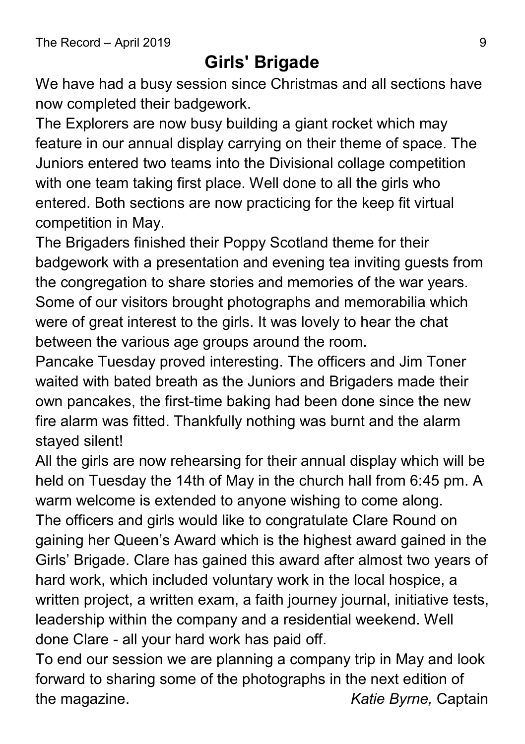# Girls' Brigade

We have had a busy session since Christmas and all sections have now completed their badgework.

The Explorers are now busy building a giant rocket which may feature in our annual display carrying on their theme of space. The Juniors entered two teams into the Divisional collage competition with one team taking first place. Well done to all the girls who entered. Both sections are now practicing for the keep fit virtual competition in May.

The Brigaders finished their Poppy Scotland theme for their badgework with a presentation and evening tea inviting guests from the congregation to share stories and memories of the war years. Some of our visitors brought photographs and memorabilia which were of great interest to the girls. It was lovely to hear the chat between the various age groups around the room.

Pancake Tuesday proved interesting. The officers and Jim Toner waited with bated breath as the Juniors and Brigaders made their own pancakes, the first-time baking had been done since the new fire alarm was fitted. Thankfully nothing was burnt and the alarm stayed silent!

All the girls are now rehearsing for their annual display which will be held on Tuesday the 14th of May in the church hall from 6:45 pm. A warm welcome is extended to anyone wishing to come along.

The officers and girls would like to congratulate Clare Round on gaining her Queen's Award which is the highest award gained in the Girls' Brigade. Clare has gained this award after almost two years of hard work, which included voluntary work in the local hospice, a written project, a written exam, a faith journey journal, initiative tests, leadership within the company and a residential weekend. Well done Clare - all your hard work has paid off.

To end our session we are planning a company trip in May and look forward to sharing some of the photographs in the next edition of the magazine. *Katie Byrne,* Captain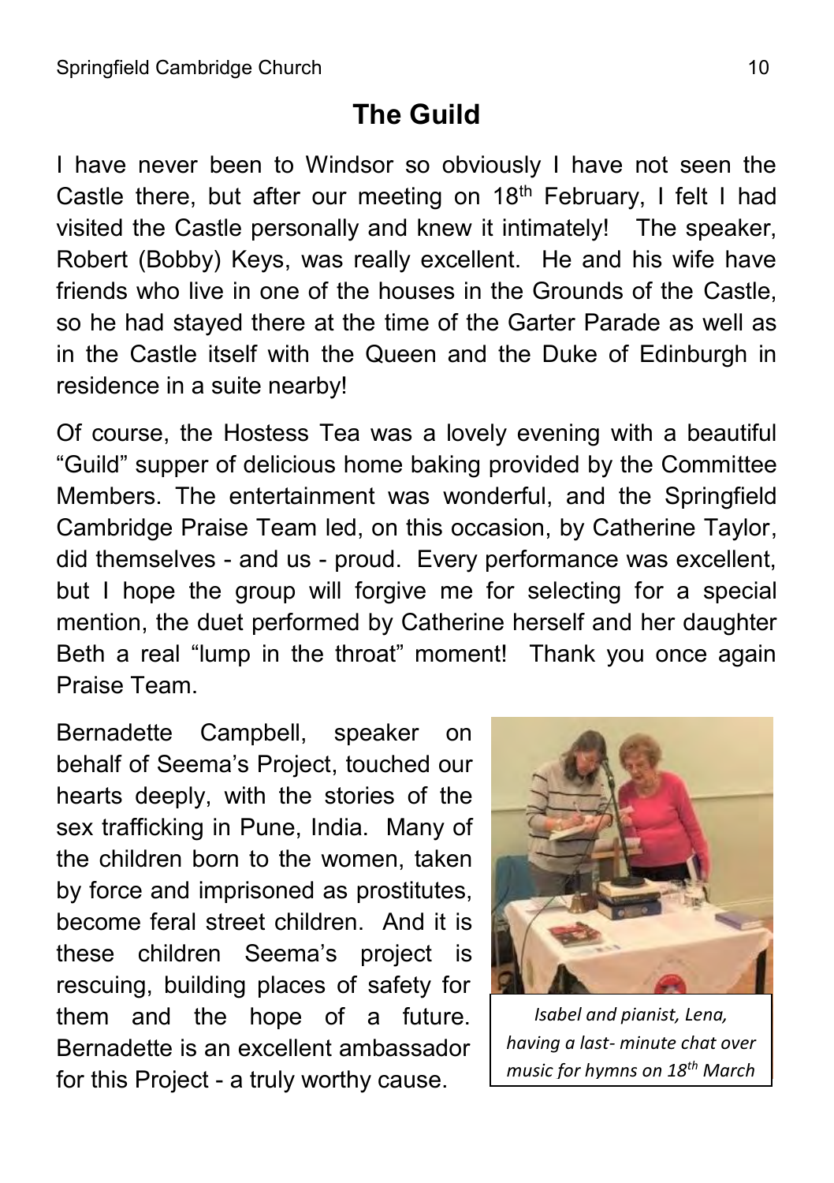## The Guild

I have never been to Windsor so obviously I have not seen the Castle there, but after our meeting on 18th February, I felt I had visited the Castle personally and knew it intimately! The speaker, Robert (Bobby) Keys, was really excellent. He and his wife have friends who live in one of the houses in the Grounds of the Castle, so he had stayed there at the time of the Garter Parade as well as in the Castle itself with the Queen and the Duke of Edinburgh in residence in a suite nearby!

Of course, the Hostess Tea was a lovely evening with a beautiful "Guild" supper of delicious home baking provided by the Committee Members. The entertainment was wonderful, and the Springfield Cambridge Praise Team led, on this occasion, by Catherine Taylor, did themselves - and us - proud. Every performance was excellent, but I hope the group will forgive me for selecting for a special mention, the duet performed by Catherine herself and her daughter Beth a real "lump in the throat" moment! Thank you once again Praise Team.

Bernadette Campbell, speaker on behalf of Seema's Project, touched our hearts deeply, with the stories of the sex trafficking in Pune, India. Many of the children born to the women, taken by force and imprisoned as prostitutes, become feral street children. And it is these children Seema's project is rescuing, building places of safety for them and the hope of a future. Bernadette is an excellent ambassador for this Project - a truly worthy cause.

*Isabel and pianist, Lena, having a last- minute chat over music for hymns on 18th March*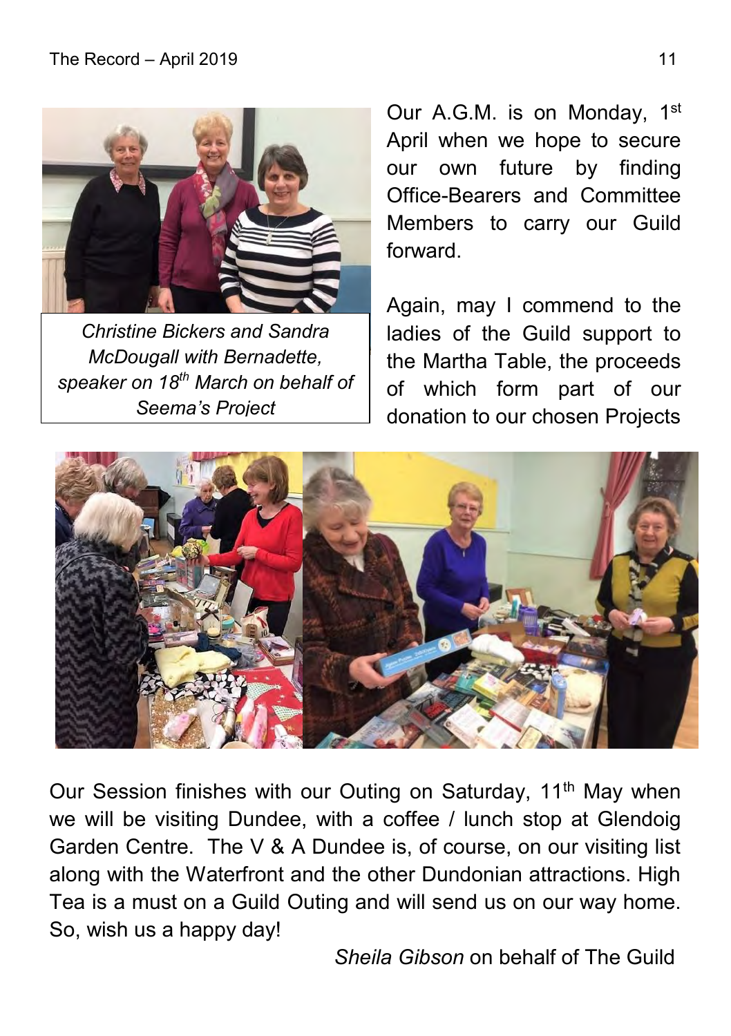*Christine Bickers and Sandra McDougall with Bernadette, speaker on 18th March on behalf of Seema's Project*

Our A.G.M. is on Monday, 1st April when we hope to secure our own future by finding Office-Bearers and Committee Members to carry our Guild forward.

Again, may I commend to the ladies of the Guild support to the Martha Table, the proceeds of which form part of our donation to our chosen Projects

Our Session finishes with our Outing on Saturday, 11th May when we will be visiting Dundee, with a coffee / lunch stop at Glendoig Garden Centre. The V & A Dundee is, of course, on our visiting list along with the Waterfront and the other Dundonian attractions. High Tea is a must on a Guild Outing and will send us on our way home. So, wish us a happy day!

*Sheila Gibson* on behalf of The Guild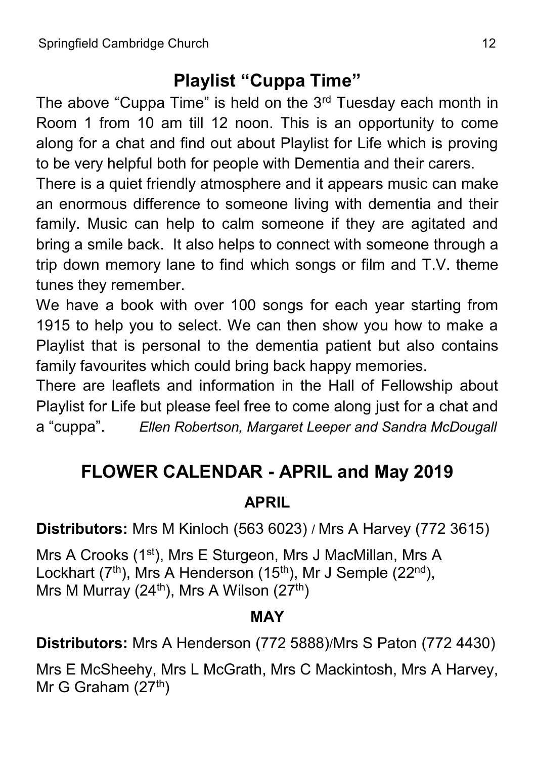## Playlist "Cuppa Time"

The above "Cuppa Time" is held on the 3rd Tuesday each month in Room 1 from 10 am till 12 noon. This is an opportunity to come along for a chat and find out about Playlist for Life which is proving to be very helpful both for people with Dementia and their carers.

There is a quiet friendly atmosphere and it appears music can make an enormous difference to someone living with dementia and their family. Music can help to calm someone if they are agitated and bring a smile back. It also helps to connect with someone through a trip down memory lane to find which songs or film and T.V. theme tunes they remember.

We have a book with over 100 songs for each year starting from 1915 to help you to select. We can then show you how to make a Playlist that is personal to the dementia patient but also contains family favourites which could bring back happy memories.

There are leaflets and information in the Hall of Fellowship about Playlist for Life but please feel free to come along just for a chat and a "cuppa". *Ellen Robertson, Margaret Leeper and Sandra McDougall*

## FLOWER CALENDAR - APRIL and May 2019

### APRIL

**Distributors:** Mrs M Kinloch (563 6023) / Mrs A Harvey (772 3615)

Mrs A Crooks (1st), Mrs E Sturgeon, Mrs J MacMillan, Mrs A Lockhart (7th), Mrs A Henderson (15th), Mr J Semple (22nd), Mrs M Murray (24th), Mrs A Wilson (27th)

### MAY

**Distributors:** Mrs A Henderson (772 5888)/Mrs S Paton (772 4430)

Mrs E McSheehy, Mrs L McGrath, Mrs C Mackintosh, Mrs A Harvey, Mr G Graham (27th)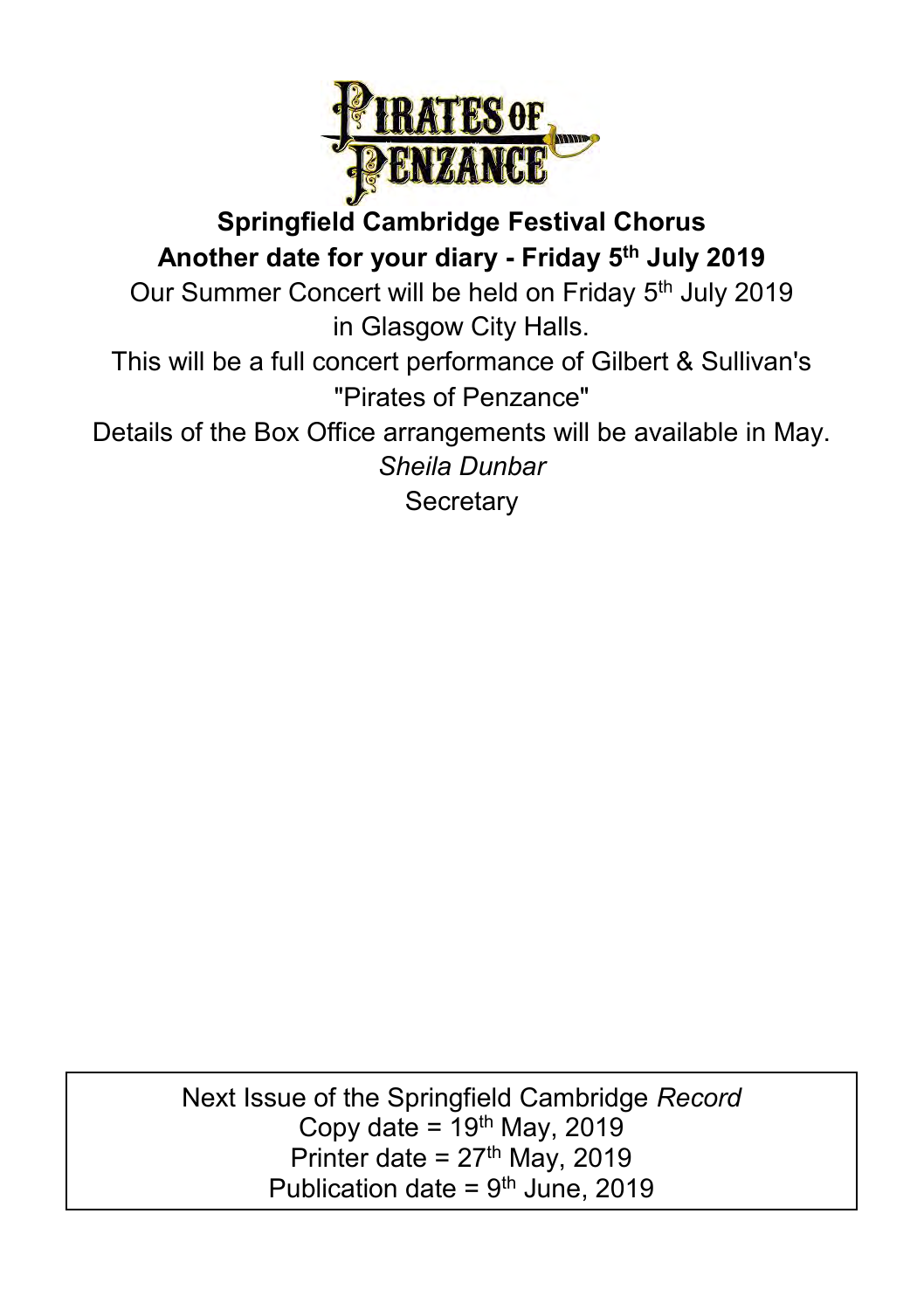**Pirates of Penzance**

## Springfield Cambridge Festival Chorus

### Another date for your diary - Friday 5th July 2019

Our Summer Concert will be held on Friday 5th July 2019 in Glasgow City Halls.

This will be a full concert performance of Gilbert & Sullivan's "Pirates of Penzance"

Details of the Box Office arrangements will be available in May.

*Sheila Dunbar*
Secretary

Next Issue of the Springfield Cambridge *Record*
Copy date = 19th May, 2019
Printer date = 27th May, 2019
Publication date = 9th June, 2019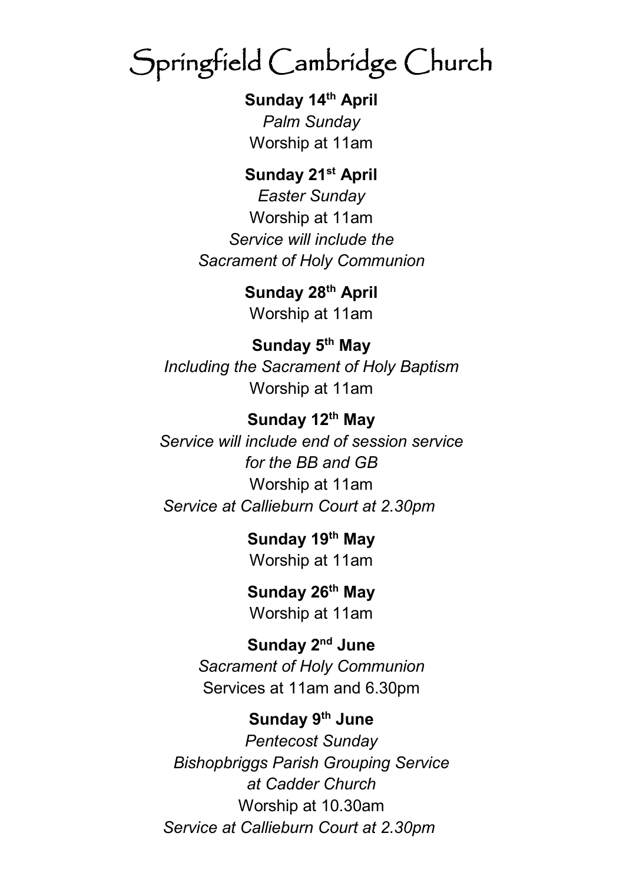# Springfield Cambridge Church

**Sunday 14th April**
*Palm Sunday*
Worship at 11am

**Sunday 21st April**
*Easter Sunday*
Worship at 11am
*Service will include the Sacrament of Holy Communion*

**Sunday 28th April**
Worship at 11am

**Sunday 5th May**
*Including the Sacrament of Holy Baptism*
Worship at 11am

**Sunday 12th May**
*Service will include end of session service for the BB and GB*
Worship at 11am
*Service at Callieburn Court at 2.30pm*

**Sunday 19th May**
Worship at 11am

**Sunday 26th May**
Worship at 11am

**Sunday 2nd June**
*Sacrament of Holy Communion*
Services at 11am and 6.30pm

**Sunday 9th June**
*Pentecost Sunday*
*Bishopbriggs Parish Grouping Service at Cadder Church*
Worship at 10.30am
*Service at Callieburn Court at 2.30pm*